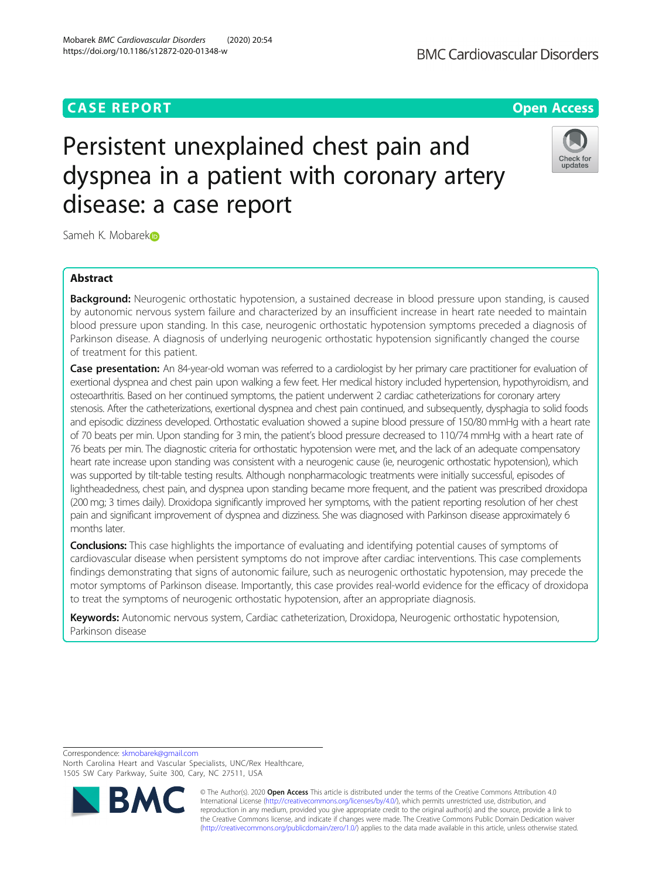CASE REPORT

Open Access

# Persistent unexplained chest pain and dyspnea in a patient with coronary artery disease: a case report

Sameh K. Mobarek

## Abstract

**Background:** Neurogenic orthostatic hypotension, a sustained decrease in blood pressure upon standing, is caused by autonomic nervous system failure and characterized by an insufficient increase in heart rate needed to maintain blood pressure upon standing. In this case, neurogenic orthostatic hypotension symptoms preceded a diagnosis of Parkinson disease. A diagnosis of underlying neurogenic orthostatic hypotension significantly changed the course of treatment for this patient.

**Case presentation:** An 84-year-old woman was referred to a cardiologist by her primary care practitioner for evaluation of exertional dyspnea and chest pain upon walking a few feet. Her medical history included hypertension, hypothyroidism, and osteoarthritis. Based on her continued symptoms, the patient underwent 2 cardiac catheterizations for coronary artery stenosis. After the catheterizations, exertional dyspnea and chest pain continued, and subsequently, dysphagia to solid foods and episodic dizziness developed. Orthostatic evaluation showed a supine blood pressure of 150/80 mmHg with a heart rate of 70 beats per min. Upon standing for 3 min, the patient's blood pressure decreased to 110/74 mmHg with a heart rate of 76 beats per min. The diagnostic criteria for orthostatic hypotension were met, and the lack of an adequate compensatory heart rate increase upon standing was consistent with a neurogenic cause (ie, neurogenic orthostatic hypotension), which was supported by tilt-table testing results. Although nonpharmacologic treatments were initially successful, episodes of lightheadedness, chest pain, and dyspnea upon standing became more frequent, and the patient was prescribed droxidopa (200 mg; 3 times daily). Droxidopa significantly improved her symptoms, with the patient reporting resolution of her chest pain and significant improvement of dyspnea and dizziness. She was diagnosed with Parkinson disease approximately 6 months later.

**Conclusions:** This case highlights the importance of evaluating and identifying potential causes of symptoms of cardiovascular disease when persistent symptoms do not improve after cardiac interventions. This case complements findings demonstrating that signs of autonomic failure, such as neurogenic orthostatic hypotension, may precede the motor symptoms of Parkinson disease. Importantly, this case provides real-world evidence for the efficacy of droxidopa to treat the symptoms of neurogenic orthostatic hypotension, after an appropriate diagnosis.

**Keywords:** Autonomic nervous system, Cardiac catheterization, Droxidopa, Neurogenic orthostatic hypotension, Parkinson disease

---

Correspondence: skmobarek@gmail.com
North Carolina Heart and Vascular Specialists, UNC/Rex Healthcare, 1505 SW Cary Parkway, Suite 300, Cary, NC 27511, USA

© The Author(s). 2020 **Open Access** This article is distributed under the terms of the Creative Commons Attribution 4.0 International License (http://creativecommons.org/licenses/by/4.0/), which permits unrestricted use, distribution, and reproduction in any medium, provided you give appropriate credit to the original author(s) and the source, provide a link to the Creative Commons license, and indicate if changes were made. The Creative Commons Public Domain Dedication waiver (http://creativecommons.org/publicdomain/zero/1.0/) applies to the data made available in this article, unless otherwise stated.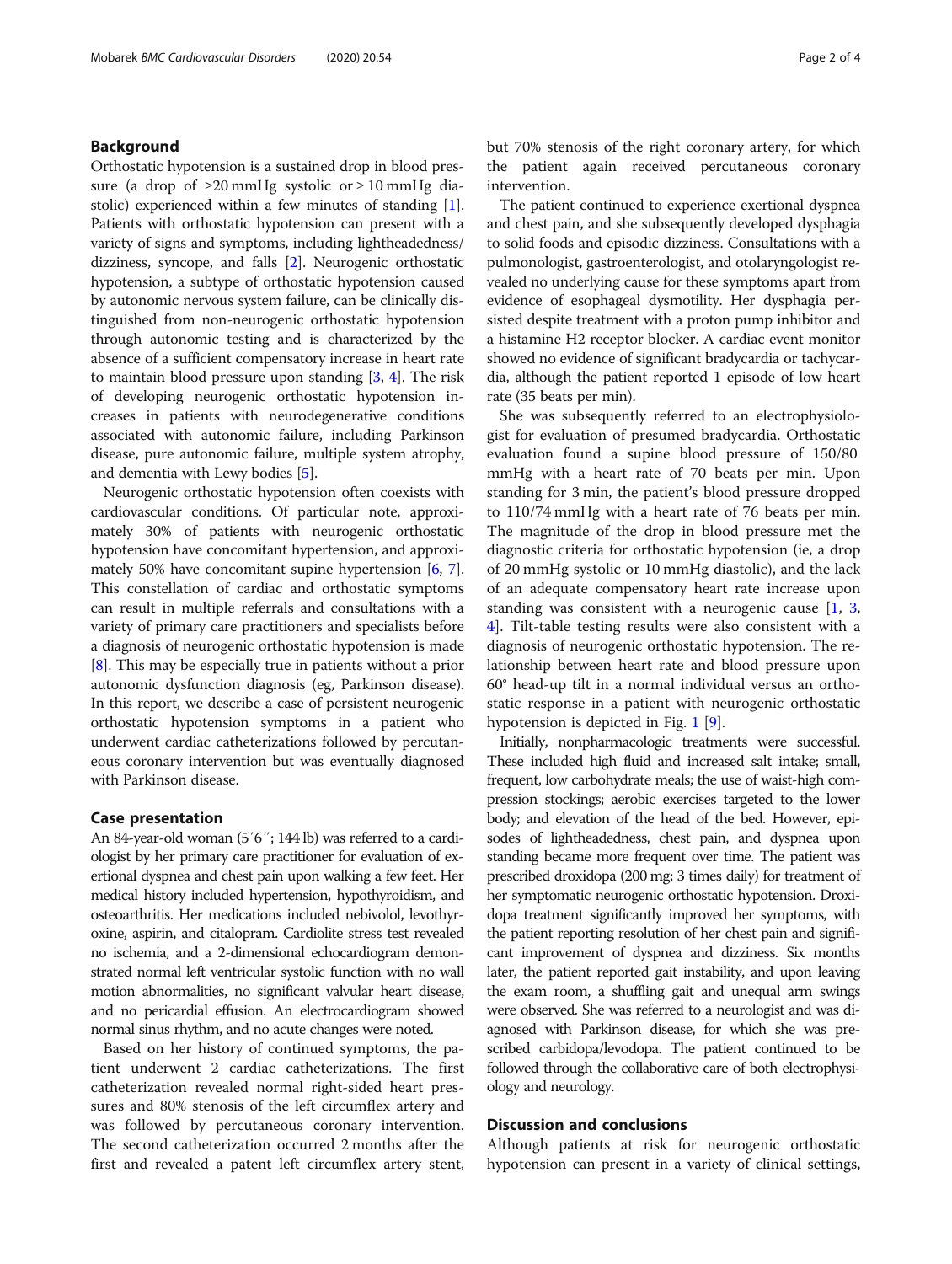## Background

Orthostatic hypotension is a sustained drop in blood pressure (a drop of ≥20 mmHg systolic or ≥ 10 mmHg diastolic) experienced within a few minutes of standing [1]. Patients with orthostatic hypotension can present with a variety of signs and symptoms, including lightheadedness/dizziness, syncope, and falls [2]. Neurogenic orthostatic hypotension, a subtype of orthostatic hypotension caused by autonomic nervous system failure, can be clinically distinguished from non-neurogenic orthostatic hypotension through autonomic testing and is characterized by the absence of a sufficient compensatory increase in heart rate to maintain blood pressure upon standing [3, 4]. The risk of developing neurogenic orthostatic hypotension increases in patients with neurodegenerative conditions associated with autonomic failure, including Parkinson disease, pure autonomic failure, multiple system atrophy, and dementia with Lewy bodies [5].

Neurogenic orthostatic hypotension often coexists with cardiovascular conditions. Of particular note, approximately 30% of patients with neurogenic orthostatic hypotension have concomitant hypertension, and approximately 50% have concomitant supine hypertension [6, 7]. This constellation of cardiac and orthostatic symptoms can result in multiple referrals and consultations with a variety of primary care practitioners and specialists before a diagnosis of neurogenic orthostatic hypotension is made [8]. This may be especially true in patients without a prior autonomic dysfunction diagnosis (eg, Parkinson disease). In this report, we describe a case of persistent neurogenic orthostatic hypotension symptoms in a patient who underwent cardiac catheterizations followed by percutaneous coronary intervention but was eventually diagnosed with Parkinson disease.

## Case presentation

An 84-year-old woman (5′6″; 144 lb) was referred to a cardiologist by her primary care practitioner for evaluation of exertional dyspnea and chest pain upon walking a few feet. Her medical history included hypertension, hypothyroidism, and osteoarthritis. Her medications included nebivolol, levothyroxine, aspirin, and citalopram. Cardiolite stress test revealed no ischemia, and a 2-dimensional echocardiogram demonstrated normal left ventricular systolic function with no wall motion abnormalities, no significant valvular heart disease, and no pericardial effusion. An electrocardiogram showed normal sinus rhythm, and no acute changes were noted.

Based on her history of continued symptoms, the patient underwent 2 cardiac catheterizations. The first catheterization revealed normal right-sided heart pressures and 80% stenosis of the left circumflex artery and was followed by percutaneous coronary intervention. The second catheterization occurred 2 months after the first and revealed a patent left circumflex artery stent, but 70% stenosis of the right coronary artery, for which the patient again received percutaneous coronary intervention.

The patient continued to experience exertional dyspnea and chest pain, and she subsequently developed dysphagia to solid foods and episodic dizziness. Consultations with a pulmonologist, gastroenterologist, and otolaryngologist revealed no underlying cause for these symptoms apart from evidence of esophageal dysmotility. Her dysphagia persisted despite treatment with a proton pump inhibitor and a histamine H2 receptor blocker. A cardiac event monitor showed no evidence of significant bradycardia or tachycardia, although the patient reported 1 episode of low heart rate (35 beats per min).

She was subsequently referred to an electrophysiologist for evaluation of presumed bradycardia. Orthostatic evaluation found a supine blood pressure of 150/80 mmHg with a heart rate of 70 beats per min. Upon standing for 3 min, the patient's blood pressure dropped to 110/74 mmHg with a heart rate of 76 beats per min. The magnitude of the drop in blood pressure met the diagnostic criteria for orthostatic hypotension (ie, a drop of 20 mmHg systolic or 10 mmHg diastolic), and the lack of an adequate compensatory heart rate increase upon standing was consistent with a neurogenic cause [1, 3, 4]. Tilt-table testing results were also consistent with a diagnosis of neurogenic orthostatic hypotension. The relationship between heart rate and blood pressure upon 60° head-up tilt in a normal individual versus an orthostatic response in a patient with neurogenic orthostatic hypotension is depicted in Fig. 1 [9].

Initially, nonpharmacologic treatments were successful. These included high fluid and increased salt intake; small, frequent, low carbohydrate meals; the use of waist-high compression stockings; aerobic exercises targeted to the lower body; and elevation of the head of the bed. However, episodes of lightheadedness, chest pain, and dyspnea upon standing became more frequent over time. The patient was prescribed droxidopa (200 mg; 3 times daily) for treatment of her symptomatic neurogenic orthostatic hypotension. Droxidopa treatment significantly improved her symptoms, with the patient reporting resolution of her chest pain and significant improvement of dyspnea and dizziness. Six months later, the patient reported gait instability, and upon leaving the exam room, a shuffling gait and unequal arm swings were observed. She was referred to a neurologist and was diagnosed with Parkinson disease, for which she was prescribed carbidopa/levodopa. The patient continued to be followed through the collaborative care of both electrophysiology and neurology.

## Discussion and conclusions

Although patients at risk for neurogenic orthostatic hypotension can present in a variety of clinical settings,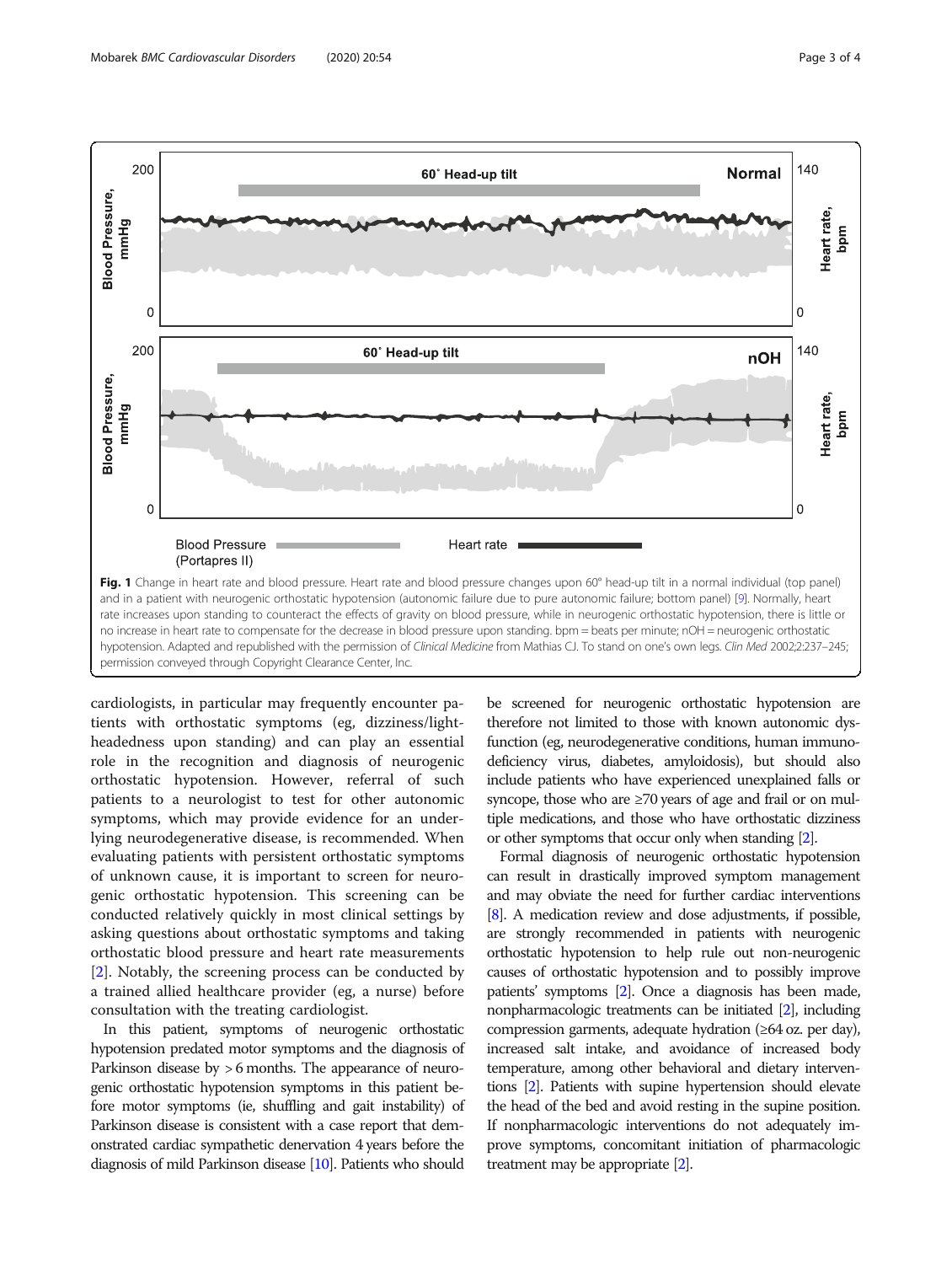Fig. 1 Change in heart rate and blood pressure. Heart rate and blood pressure changes upon 60° head-up tilt in a normal individual (top panel) and in a patient with neurogenic orthostatic hypotension (autonomic failure due to pure autonomic failure; bottom panel) [9]. Normally, heart rate increases upon standing to counteract the effects of gravity on blood pressure, while in neurogenic orthostatic hypotension, there is little or no increase in heart rate to compensate for the decrease in blood pressure upon standing. bpm = beats per minute; nOH = neurogenic orthostatic hypotension. Adapted and republished with the permission of *Clinical Medicine* from Mathias CJ. To stand on one's own legs. Clin Med 2002;2:237–245; permission conveyed through Copyright Clearance Center, Inc.

cardiologists, in particular may frequently encounter patients with orthostatic symptoms (eg, dizziness/lightheadedness upon standing) and can play an essential role in the recognition and diagnosis of neurogenic orthostatic hypotension. However, referral of such patients to a neurologist to test for other autonomic symptoms, which may provide evidence for an underlying neurodegenerative disease, is recommended. When evaluating patients with persistent orthostatic symptoms of unknown cause, it is important to screen for neurogenic orthostatic hypotension. This screening can be conducted relatively quickly in most clinical settings by asking questions about orthostatic symptoms and taking orthostatic blood pressure and heart rate measurements [2]. Notably, the screening process can be conducted by a trained allied healthcare provider (eg, a nurse) before consultation with the treating cardiologist.

In this patient, symptoms of neurogenic orthostatic hypotension predated motor symptoms and the diagnosis of Parkinson disease by > 6 months. The appearance of neurogenic orthostatic hypotension symptoms in this patient before motor symptoms (ie, shuffling and gait instability) of Parkinson disease is consistent with a case report that demonstrated cardiac sympathetic denervation 4 years before the diagnosis of mild Parkinson disease [10]. Patients who should be screened for neurogenic orthostatic hypotension are therefore not limited to those with known autonomic dysfunction (eg, neurodegenerative conditions, human immunodeficiency virus, diabetes, amyloidosis), but should also include patients who have experienced unexplained falls or syncope, those who are ≥70 years of age and frail or on multiple medications, and those who have orthostatic dizziness or other symptoms that occur only when standing [2].

Formal diagnosis of neurogenic orthostatic hypotension can result in drastically improved symptom management and may obviate the need for further cardiac interventions [8]. A medication review and dose adjustments, if possible, are strongly recommended in patients with neurogenic orthostatic hypotension to help rule out non-neurogenic causes of orthostatic hypotension and to possibly improve patients' symptoms [2]. Once a diagnosis has been made, nonpharmacologic treatments can be initiated [2], including compression garments, adequate hydration (≥64 oz. per day), increased salt intake, and avoidance of increased body temperature, among other behavioral and dietary interventions [2]. Patients with supine hypertension should elevate the head of the bed and avoid resting in the supine position. If nonpharmacologic interventions do not adequately improve symptoms, concomitant initiation of pharmacologic treatment may be appropriate [2].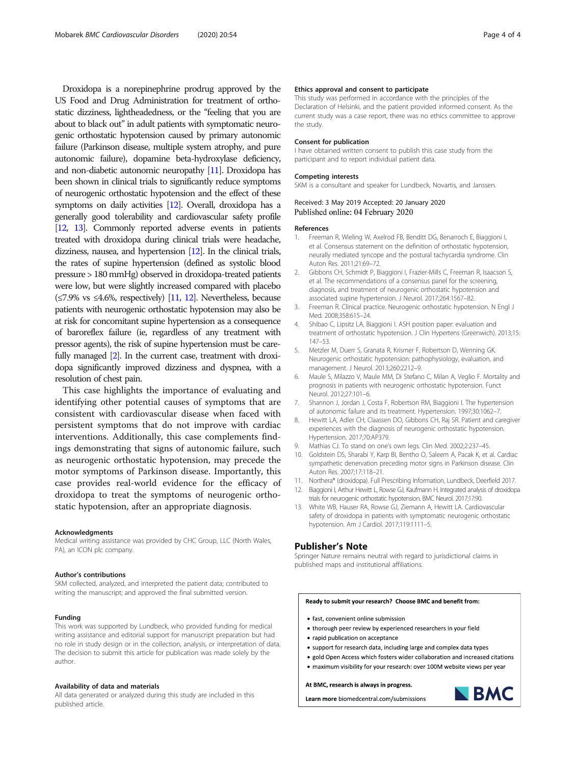Droxidopa is a norepinephrine prodrug approved by the US Food and Drug Administration for treatment of orthostatic dizziness, lightheadedness, or the "feeling that you are about to black out" in adult patients with symptomatic neurogenic orthostatic hypotension caused by primary autonomic failure (Parkinson disease, multiple system atrophy, and pure autonomic failure), dopamine beta-hydroxylase deficiency, and non-diabetic autonomic neuropathy [11]. Droxidopa has been shown in clinical trials to significantly reduce symptoms of neurogenic orthostatic hypotension and the effect of these symptoms on daily activities [12]. Overall, droxidopa has a generally good tolerability and cardiovascular safety profile [12, 13]. Commonly reported adverse events in patients treated with droxidopa during clinical trials were headache, dizziness, nausea, and hypertension [12]. In the clinical trials, the rates of supine hypertension (defined as systolic blood pressure > 180 mmHg) observed in droxidopa-treated patients were low, but were slightly increased compared with placebo (≤7.9% vs ≤4.6%, respectively) [11, 12]. Nevertheless, because patients with neurogenic orthostatic hypotension may also be at risk for concomitant supine hypertension as a consequence of baroreflex failure (ie, regardless of any treatment with pressor agents), the risk of supine hypertension must be carefully managed [2]. In the current case, treatment with droxidopa significantly improved dizziness and dyspnea, with a resolution of chest pain.

This case highlights the importance of evaluating and identifying other potential causes of symptoms that are consistent with cardiovascular disease when faced with persistent symptoms that do not improve with cardiac interventions. Additionally, this case complements findings demonstrating that signs of autonomic failure, such as neurogenic orthostatic hypotension, may precede the motor symptoms of Parkinson disease. Importantly, this case provides real-world evidence for the efficacy of droxidopa to treat the symptoms of neurogenic orthostatic hypotension, after an appropriate diagnosis.

#### Acknowledgments

Medical writing assistance was provided by CHC Group, LLC (North Wales, PA), an ICON plc company.

#### Author's contributions

SKM collected, analyzed, and interpreted the patient data; contributed to writing the manuscript; and approved the final submitted version.

#### Funding

This work was supported by Lundbeck, who provided funding for medical writing assistance and editorial support for manuscript preparation but had no role in study design or in the collection, analysis, or interpretation of data. The decision to submit this article for publication was made solely by the author.

#### Availability of data and materials

All data generated or analyzed during this study are included in this published article.

#### Ethics approval and consent to participate

This study was performed in accordance with the principles of the Declaration of Helsinki, and the patient provided informed consent. As the current study was a case report, there was no ethics committee to approve the study.

#### Consent for publication

I have obtained written consent to publish this case study from the participant and to report individual patient data.

#### Competing interests

SKM is a consultant and speaker for Lundbeck, Novartis, and Janssen.

Received: 3 May 2019 Accepted: 20 January 2020
Published online: 04 February 2020

#### References

1. Freeman R, Wieling W, Axelrod FB, Benditt DG, Benarroch E, Biaggioni I, et al. Consensus statement on the definition of orthostatic hypotension, neurally mediated syncope and the postural tachycardia syndrome. Clin Auton Res. 2011;21:69–72.
2. Gibbons CH, Schmidt P, Biaggioni I, Frazier-Mills C, Freeman R, Isaacson S, et al. The recommendations of a consensus panel for the screening, diagnosis, and treatment of neurogenic orthostatic hypotension and associated supine hypertension. J Neurol. 2017;264:1567–82.
3. Freeman R. Clinical practice. Neurogenic orthostatic hypotension. N Engl J Med. 2008;358:615–24.
4. Shibao C, Lipsitz LA, Biaggioni I. ASH position paper: evaluation and treatment of orthostatic hypotension. J Clin Hypertens (Greenwich). 2013;15:147–53.
5. Metzler M, Duerr S, Granata R, Krismer F, Robertson D, Wenning GK. Neurogenic orthostatic hypotension: pathophysiology, evaluation, and management. J Neurol. 2013;260:2212–9.
6. Maule S, Milazzo V, Maule MM, Di Stefano C, Milan A, Veglio F. Mortality and prognosis in patients with neurogenic orthostatic hypotension. Funct Neurol. 2012;27:101–6.
7. Shannon J, Jordan J, Costa F, Robertson RM, Biaggioni I. The hypertension of autonomic failure and its treatment. Hypertension. 1997;30:1062–7.
8. Hewitt LA, Adler CH, Claassen DO, Gibbons CH, Raj SR. Patient and caregiver experiences with the diagnosis of neurogenic orthostatic hypotension. Hypertension. 2017;70:AP379.
9. Mathias CJ. To stand on one's own legs. Clin Med. 2002;2:237–45.
10. Goldstein DS, Sharabi Y, Karp BI, Bentho O, Saleem A, Pacak K, et al. Cardiac sympathetic denervation preceding motor signs in Parkinson disease. Clin Auton Res. 2007;17:118–21.
11. Northera® (droxidopa). Full Prescribing Information, Lundbeck, Deerfield 2017.
12. Biaggioni I, Arthur Hewitt L, Rowse GJ, Kaufmann H. Integrated analysis of droxidopa trials for neurogenic orthostatic hypotension. BMC Neurol. 2017;17:90.
13. White WB, Hauser RA, Rowse GJ, Ziemann A, Hewitt LA. Cardiovascular safety of droxidopa in patients with symptomatic neurogenic orthostatic hypotension. Am J Cardiol. 2017;119:1111–5.

### Publisher's Note

Springer Nature remains neutral with regard to jurisdictional claims in published maps and institutional affiliations.

**Ready to submit your research? Choose BMC and benefit from:**

- fast, convenient online submission
- thorough peer review by experienced researchers in your field
- rapid publication on acceptance
- support for research data, including large and complex data types
- gold Open Access which fosters wider collaboration and increased citations
- maximum visibility for your research: over 100M website views per year

**At BMC, research is always in progress.**

**Learn more** biomedcentral.com/submissions